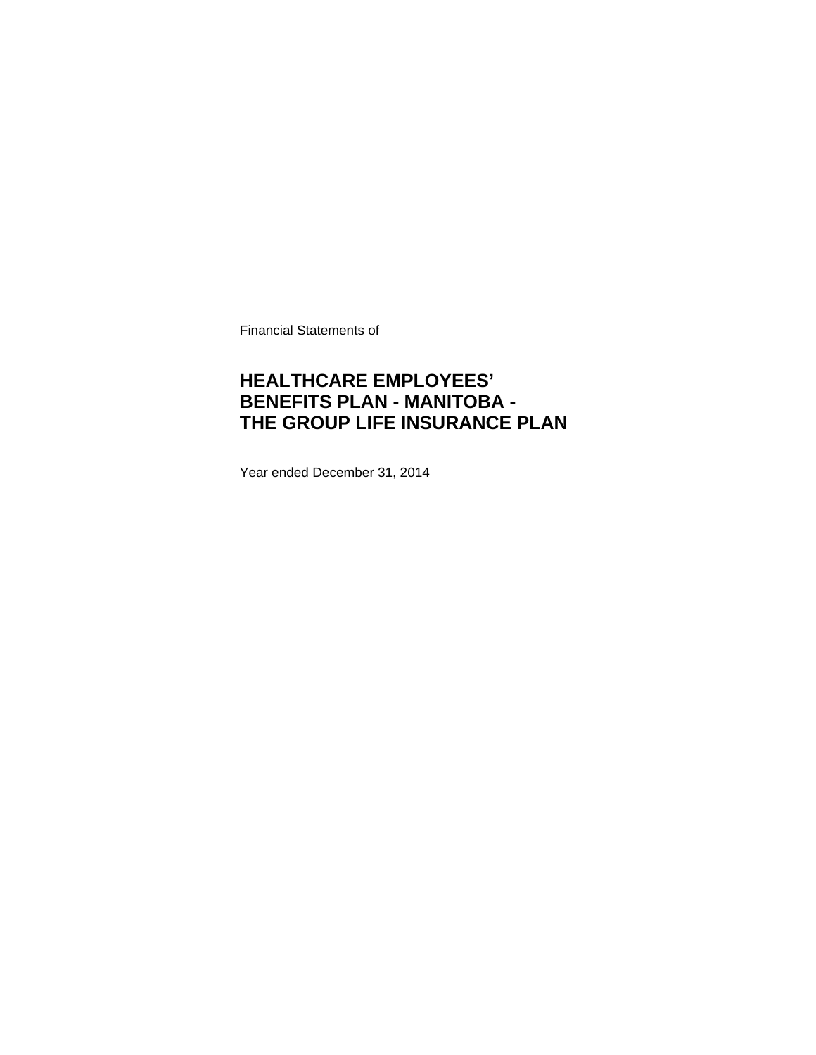Financial Statements of

# HEALTHCARE EMPLOYEES' BENEFITS PLAN - MANITOBA - THE GROUP LIFE INSURANCE PLAN

Year ended December 31, 2014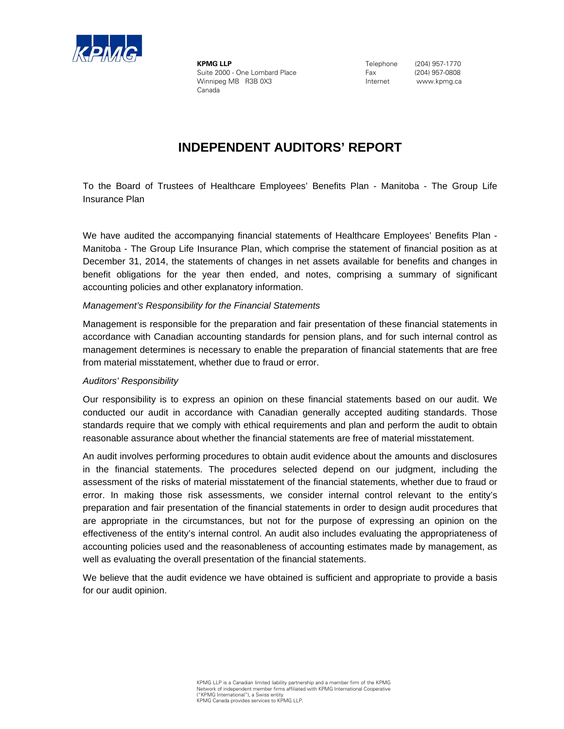**KPMG LLP**
Suite 2000 - One Lombard Place
Winnipeg MB R3B 0X3
Canada

Telephone (204) 957-1770
Fax (204) 957-0808
Internet www.kpmg.ca

# INDEPENDENT AUDITORS' REPORT

To the Board of Trustees of Healthcare Employees' Benefits Plan - Manitoba - The Group Life Insurance Plan

We have audited the accompanying financial statements of Healthcare Employees' Benefits Plan - Manitoba - The Group Life Insurance Plan, which comprise the statement of financial position as at December 31, 2014, the statements of changes in net assets available for benefits and changes in benefit obligations for the year then ended, and notes, comprising a summary of significant accounting policies and other explanatory information.

*Management's Responsibility for the Financial Statements*

Management is responsible for the preparation and fair presentation of these financial statements in accordance with Canadian accounting standards for pension plans, and for such internal control as management determines is necessary to enable the preparation of financial statements that are free from material misstatement, whether due to fraud or error.

*Auditors' Responsibility*

Our responsibility is to express an opinion on these financial statements based on our audit. We conducted our audit in accordance with Canadian generally accepted auditing standards. Those standards require that we comply with ethical requirements and plan and perform the audit to obtain reasonable assurance about whether the financial statements are free of material misstatement.

An audit involves performing procedures to obtain audit evidence about the amounts and disclosures in the financial statements. The procedures selected depend on our judgment, including the assessment of the risks of material misstatement of the financial statements, whether due to fraud or error. In making those risk assessments, we consider internal control relevant to the entity's preparation and fair presentation of the financial statements in order to design audit procedures that are appropriate in the circumstances, but not for the purpose of expressing an opinion on the effectiveness of the entity's internal control. An audit also includes evaluating the appropriateness of accounting policies used and the reasonableness of accounting estimates made by management, as well as evaluating the overall presentation of the financial statements.

We believe that the audit evidence we have obtained is sufficient and appropriate to provide a basis for our audit opinion.

KPMG LLP is a Canadian limited liability partnership and a member firm of the KPMG Network of independent member firms affiliated with KPMG International Cooperative ("KPMG International"), a Swiss entity
KPMG Canada provides services to KPMG LLP.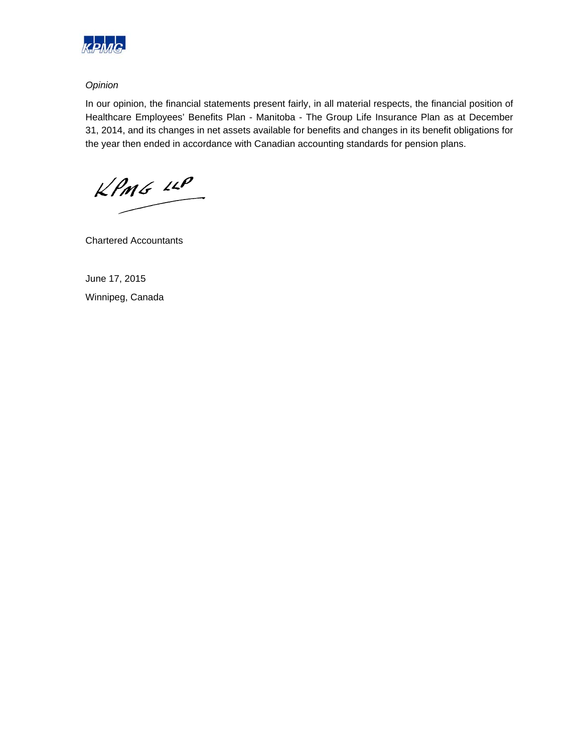*Opinion*

In our opinion, the financial statements present fairly, in all material respects, the financial position of Healthcare Employees' Benefits Plan - Manitoba - The Group Life Insurance Plan as at December 31, 2014, and its changes in net assets available for benefits and changes in its benefit obligations for the year then ended in accordance with Canadian accounting standards for pension plans.

KPMG LLP

Chartered Accountants

June 17, 2015

Winnipeg, Canada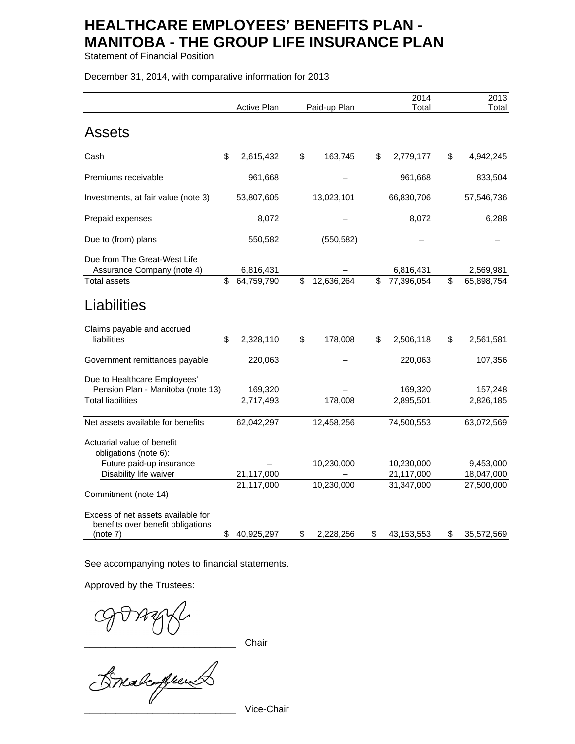# HEALTHCARE EMPLOYEES' BENEFITS PLAN - MANITOBA - THE GROUP LIFE INSURANCE PLAN

Statement of Financial Position

December 31, 2014, with comparative information for 2013

| | Active Plan | Paid-up Plan | 2014 Total | 2013 Total |
|---|---|---|---|---|
| **Assets** | | | | |
| Cash | $ 2,615,432 | $ 163,745 | $ 2,779,177 | $ 4,942,245 |
| Premiums receivable | 961,668 | – | 961,668 | 833,504 |
| Investments, at fair value (note 3) | 53,807,605 | 13,023,101 | 66,830,706 | 57,546,736 |
| Prepaid expenses | 8,072 | – | 8,072 | 6,288 |
| Due to (from) plans | 550,582 | (550,582) | – | – |
| Due from The Great-West Life Assurance Company (note 4) | 6,816,431 | – | 6,816,431 | 2,569,981 |
| Total assets | $ 64,759,790 | $ 12,636,264 | $ 77,396,054 | $ 65,898,754 |
| **Liabilities** | | | | |
| Claims payable and accrued liabilities | $ 2,328,110 | $ 178,008 | $ 2,506,118 | $ 2,561,581 |
| Government remittances payable | 220,063 | – | 220,063 | 107,356 |
| Due to Healthcare Employees' Pension Plan - Manitoba (note 13) | 169,320 | – | 169,320 | 157,248 |
| Total liabilities | 2,717,493 | 178,008 | 2,895,501 | 2,826,185 |
| Net assets available for benefits | 62,042,297 | 12,458,256 | 74,500,553 | 63,072,569 |
| Actuarial value of benefit obligations (note 6): | | | | |
| Future paid-up insurance | – | 10,230,000 | 10,230,000 | 9,453,000 |
| Disability life waiver | 21,117,000 | – | 21,117,000 | 18,047,000 |
| | 21,117,000 | 10,230,000 | 31,347,000 | 27,500,000 |
| Commitment (note 14) | | | | |
| Excess of net assets available for benefits over benefit obligations (note 7) | $ 40,925,297 | $ 2,228,256 | $ 43,153,553 | $ 35,572,569 |

See accompanying notes to financial statements.

Approved by the Trustees:

\_\_\_\_\_\_\_\_\_\_\_\_\_\_\_\_\_\_\_\_\_\_\_\_\_\_\_\_ Chair

\_\_\_\_\_\_\_\_\_\_\_\_\_\_\_\_\_\_\_\_\_\_\_\_\_\_\_\_ Vice-Chair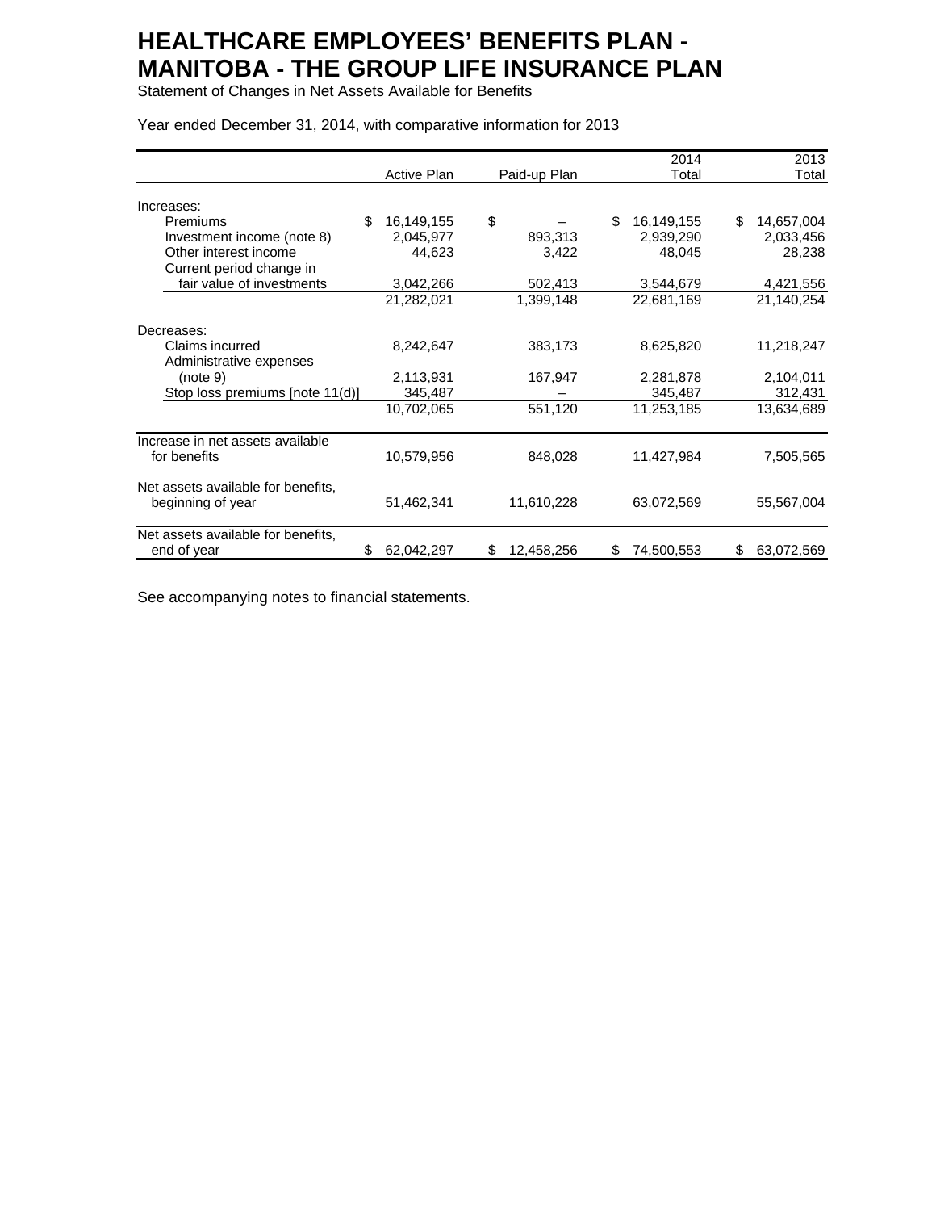# HEALTHCARE EMPLOYEES' BENEFITS PLAN - MANITOBA - THE GROUP LIFE INSURANCE PLAN

Statement of Changes in Net Assets Available for Benefits

Year ended December 31, 2014, with comparative information for 2013

| | Active Plan | Paid-up Plan | 2014 Total | 2013 Total |
|---|---|---|---|---|
| Increases: | | | | |
| Premiums | $ 16,149,155 | $ – | $ 16,149,155 | $ 14,657,004 |
| Investment income (note 8) | 2,045,977 | 893,313 | 2,939,290 | 2,033,456 |
| Other interest income | 44,623 | 3,422 | 48,045 | 28,238 |
| Current period change in fair value of investments | 3,042,266 | 502,413 | 3,544,679 | 4,421,556 |
| | 21,282,021 | 1,399,148 | 22,681,169 | 21,140,254 |
| Decreases: | | | | |
| Claims incurred | 8,242,647 | 383,173 | 8,625,820 | 11,218,247 |
| Administrative expenses (note 9) | 2,113,931 | 167,947 | 2,281,878 | 2,104,011 |
| Stop loss premiums [note 11(d)] | 345,487 | – | 345,487 | 312,431 |
| | 10,702,065 | 551,120 | 11,253,185 | 13,634,689 |
| Increase in net assets available for benefits | 10,579,956 | 848,028 | 11,427,984 | 7,505,565 |
| Net assets available for benefits, beginning of year | 51,462,341 | 11,610,228 | 63,072,569 | 55,567,004 |
| Net assets available for benefits, end of year | $ 62,042,297 | $ 12,458,256 | $ 74,500,553 | $ 63,072,569 |

See accompanying notes to financial statements.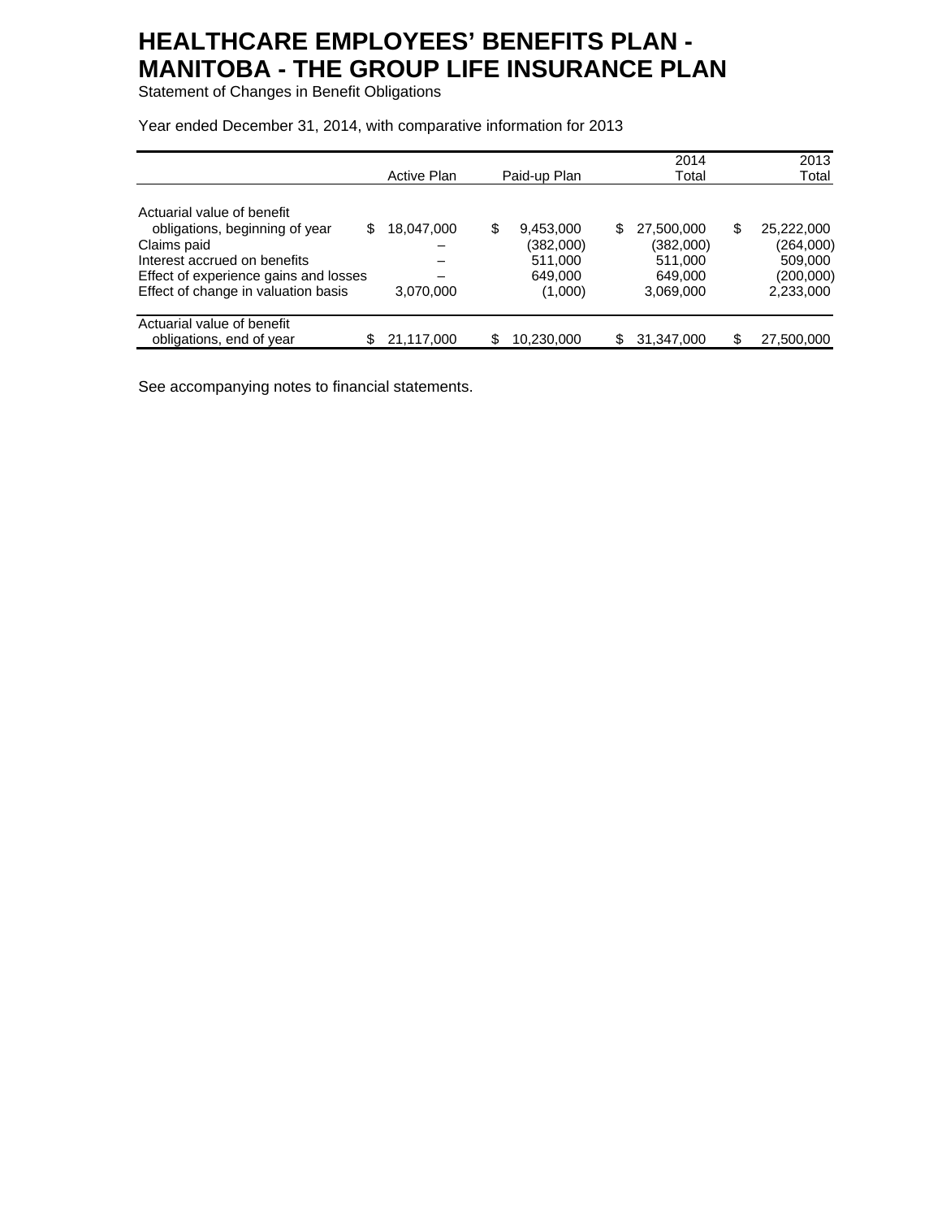# HEALTHCARE EMPLOYEES' BENEFITS PLAN - MANITOBA - THE GROUP LIFE INSURANCE PLAN

Statement of Changes in Benefit Obligations

Year ended December 31, 2014, with comparative information for 2013

| | Active Plan | Paid-up Plan | 2014 Total | 2013 Total |
|---|---|---|---|---|
| Actuarial value of benefit obligations, beginning of year | $ 18,047,000 | $ 9,453,000 | $ 27,500,000 | $ 25,222,000 |
| Claims paid | – | (382,000) | (382,000) | (264,000) |
| Interest accrued on benefits | – | 511,000 | 511,000 | 509,000 |
| Effect of experience gains and losses | – | 649,000 | 649,000 | (200,000) |
| Effect of change in valuation basis | 3,070,000 | (1,000) | 3,069,000 | 2,233,000 |
| Actuarial value of benefit obligations, end of year | $ 21,117,000 | $ 10,230,000 | $ 31,347,000 | $ 27,500,000 |

See accompanying notes to financial statements.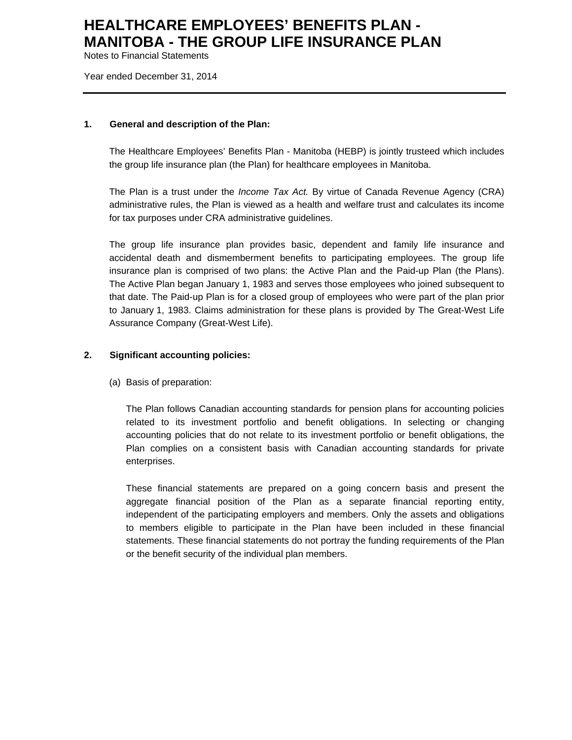# HEALTHCARE EMPLOYEES' BENEFITS PLAN - MANITOBA - THE GROUP LIFE INSURANCE PLAN

Notes to Financial Statements

Year ended December 31, 2014

## 1. General and description of the Plan:

The Healthcare Employees' Benefits Plan - Manitoba (HEBP) is jointly trusteed which includes the group life insurance plan (the Plan) for healthcare employees in Manitoba.

The Plan is a trust under the *Income Tax Act.* By virtue of Canada Revenue Agency (CRA) administrative rules, the Plan is viewed as a health and welfare trust and calculates its income for tax purposes under CRA administrative guidelines.

The group life insurance plan provides basic, dependent and family life insurance and accidental death and dismemberment benefits to participating employees. The group life insurance plan is comprised of two plans: the Active Plan and the Paid-up Plan (the Plans). The Active Plan began January 1, 1983 and serves those employees who joined subsequent to that date. The Paid-up Plan is for a closed group of employees who were part of the plan prior to January 1, 1983. Claims administration for these plans is provided by The Great-West Life Assurance Company (Great-West Life).

## 2. Significant accounting policies:

(a) Basis of preparation:

The Plan follows Canadian accounting standards for pension plans for accounting policies related to its investment portfolio and benefit obligations. In selecting or changing accounting policies that do not relate to its investment portfolio or benefit obligations, the Plan complies on a consistent basis with Canadian accounting standards for private enterprises.

These financial statements are prepared on a going concern basis and present the aggregate financial position of the Plan as a separate financial reporting entity, independent of the participating employers and members. Only the assets and obligations to members eligible to participate in the Plan have been included in these financial statements. These financial statements do not portray the funding requirements of the Plan or the benefit security of the individual plan members.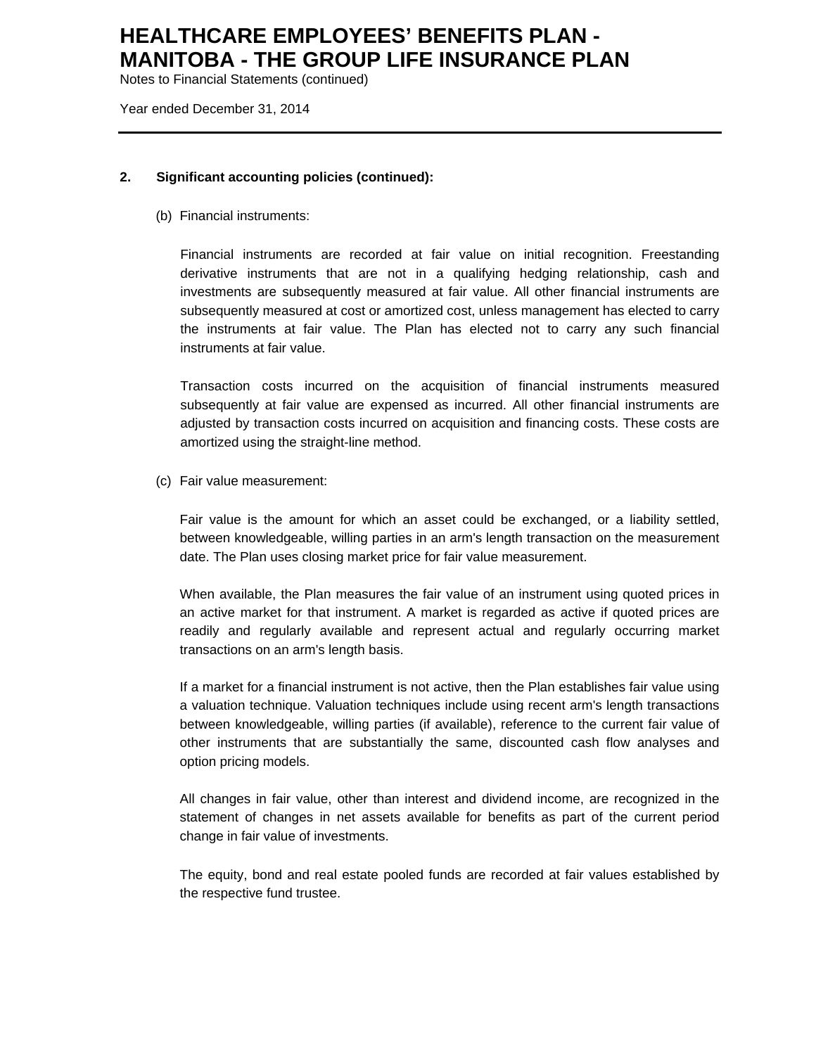## 2. Significant accounting policies (continued):

(b) Financial instruments:

Financial instruments are recorded at fair value on initial recognition. Freestanding derivative instruments that are not in a qualifying hedging relationship, cash and investments are subsequently measured at fair value. All other financial instruments are subsequently measured at cost or amortized cost, unless management has elected to carry the instruments at fair value. The Plan has elected not to carry any such financial instruments at fair value.

Transaction costs incurred on the acquisition of financial instruments measured subsequently at fair value are expensed as incurred. All other financial instruments are adjusted by transaction costs incurred on acquisition and financing costs. These costs are amortized using the straight-line method.

(c) Fair value measurement:

Fair value is the amount for which an asset could be exchanged, or a liability settled, between knowledgeable, willing parties in an arm's length transaction on the measurement date. The Plan uses closing market price for fair value measurement.

When available, the Plan measures the fair value of an instrument using quoted prices in an active market for that instrument. A market is regarded as active if quoted prices are readily and regularly available and represent actual and regularly occurring market transactions on an arm's length basis.

If a market for a financial instrument is not active, then the Plan establishes fair value using a valuation technique. Valuation techniques include using recent arm's length transactions between knowledgeable, willing parties (if available), reference to the current fair value of other instruments that are substantially the same, discounted cash flow analyses and option pricing models.

All changes in fair value, other than interest and dividend income, are recognized in the statement of changes in net assets available for benefits as part of the current period change in fair value of investments.

The equity, bond and real estate pooled funds are recorded at fair values established by the respective fund trustee.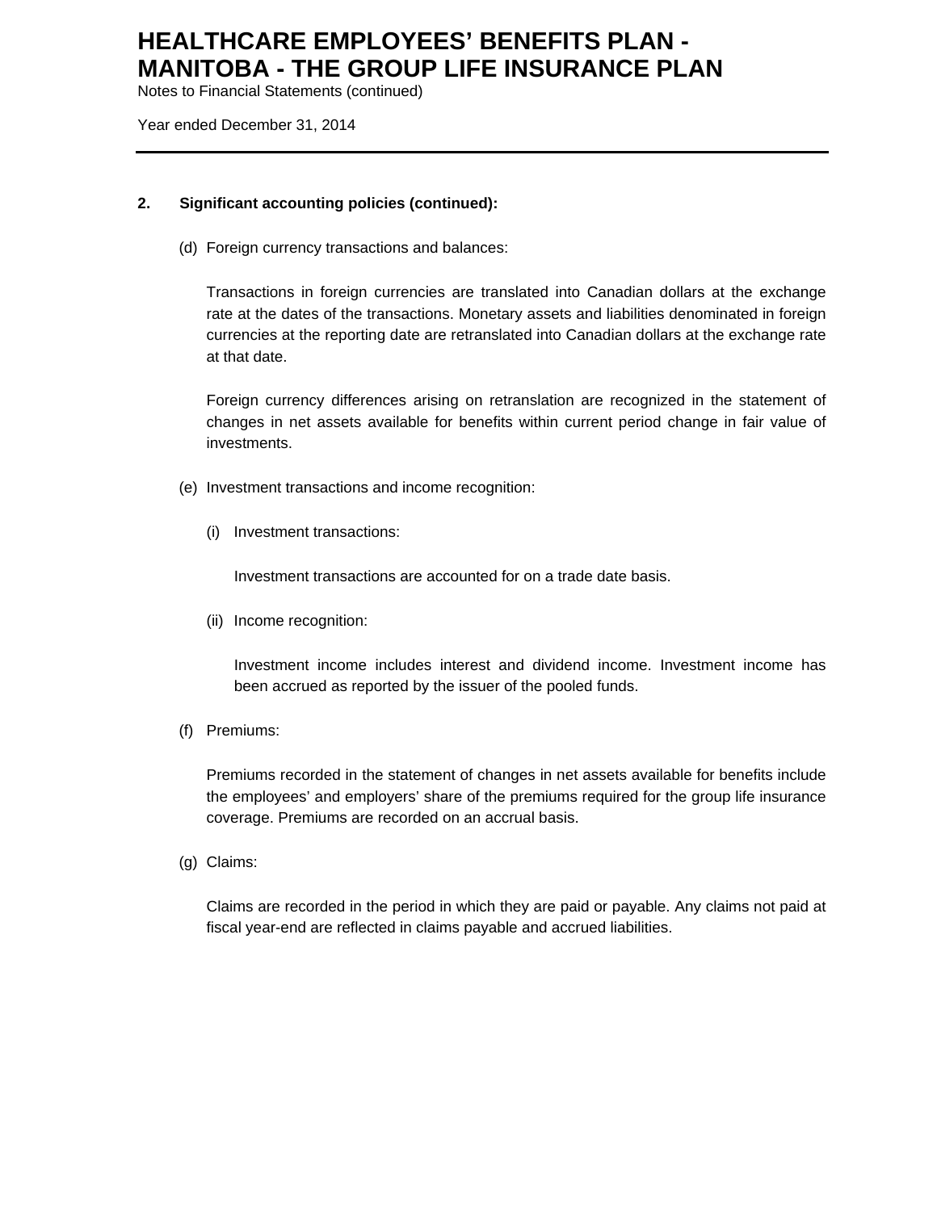## 2. Significant accounting policies (continued):

(d) Foreign currency transactions and balances:

Transactions in foreign currencies are translated into Canadian dollars at the exchange rate at the dates of the transactions. Monetary assets and liabilities denominated in foreign currencies at the reporting date are retranslated into Canadian dollars at the exchange rate at that date.

Foreign currency differences arising on retranslation are recognized in the statement of changes in net assets available for benefits within current period change in fair value of investments.

(e) Investment transactions and income recognition:

(i) Investment transactions:

Investment transactions are accounted for on a trade date basis.

(ii) Income recognition:

Investment income includes interest and dividend income. Investment income has been accrued as reported by the issuer of the pooled funds.

(f) Premiums:

Premiums recorded in the statement of changes in net assets available for benefits include the employees' and employers' share of the premiums required for the group life insurance coverage. Premiums are recorded on an accrual basis.

(g) Claims:

Claims are recorded in the period in which they are paid or payable. Any claims not paid at fiscal year-end are reflected in claims payable and accrued liabilities.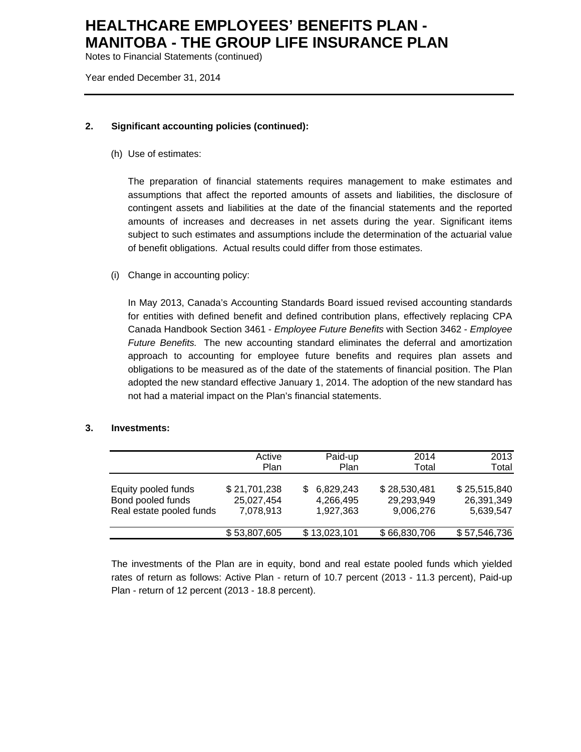## 2. Significant accounting policies (continued):

(h) Use of estimates:

The preparation of financial statements requires management to make estimates and assumptions that affect the reported amounts of assets and liabilities, the disclosure of contingent assets and liabilities at the date of the financial statements and the reported amounts of increases and decreases in net assets during the year. Significant items subject to such estimates and assumptions include the determination of the actuarial value of benefit obligations. Actual results could differ from those estimates.

(i) Change in accounting policy:

In May 2013, Canada's Accounting Standards Board issued revised accounting standards for entities with defined benefit and defined contribution plans, effectively replacing CPA Canada Handbook Section 3461 - *Employee Future Benefits* with Section 3462 - *Employee Future Benefits.* The new accounting standard eliminates the deferral and amortization approach to accounting for employee future benefits and requires plan assets and obligations to be measured as of the date of the statements of financial position. The Plan adopted the new standard effective January 1, 2014. The adoption of the new standard has not had a material impact on the Plan's financial statements.

## 3. Investments:

| | Active Plan | Paid-up Plan | 2014 Total | 2013 Total |
|---|---|---|---|---|
| Equity pooled funds | $ 21,701,238 | $ 6,829,243 | $ 28,530,481 | $ 25,515,840 |
| Bond pooled funds | 25,027,454 | 4,266,495 | 29,293,949 | 26,391,349 |
| Real estate pooled funds | 7,078,913 | 1,927,363 | 9,006,276 | 5,639,547 |
| | $ 53,807,605 | $ 13,023,101 | $ 66,830,706 | $ 57,546,736 |

The investments of the Plan are in equity, bond and real estate pooled funds which yielded rates of return as follows: Active Plan - return of 10.7 percent (2013 - 11.3 percent), Paid-up Plan - return of 12 percent (2013 - 18.8 percent).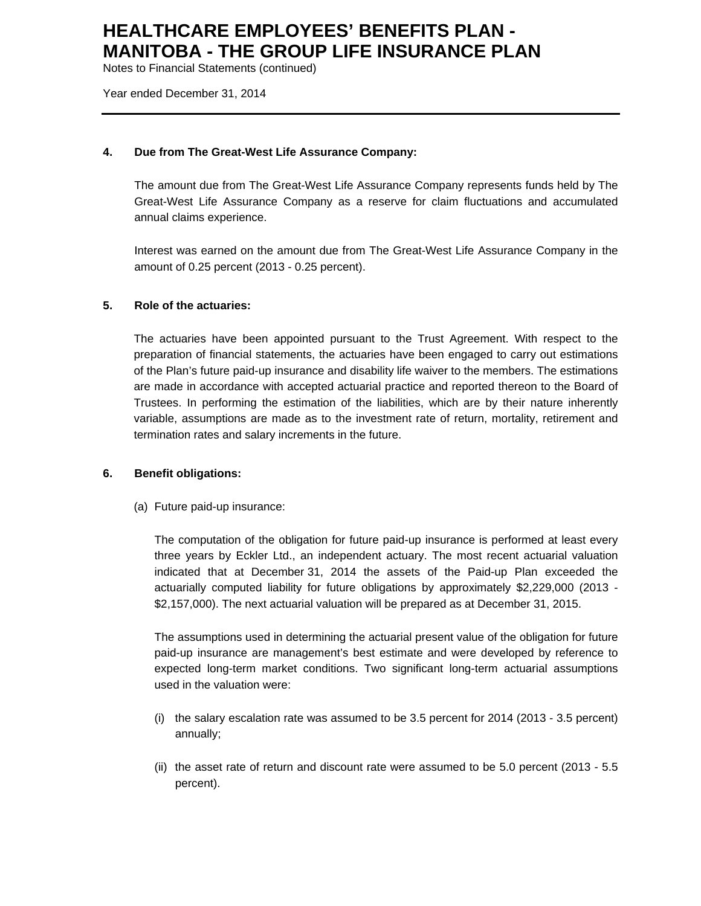#### 4. Due from The Great-West Life Assurance Company:

The amount due from The Great-West Life Assurance Company represents funds held by The Great-West Life Assurance Company as a reserve for claim fluctuations and accumulated annual claims experience.

Interest was earned on the amount due from The Great-West Life Assurance Company in the amount of 0.25 percent (2013 - 0.25 percent).

#### 5. Role of the actuaries:

The actuaries have been appointed pursuant to the Trust Agreement. With respect to the preparation of financial statements, the actuaries have been engaged to carry out estimations of the Plan's future paid-up insurance and disability life waiver to the members. The estimations are made in accordance with accepted actuarial practice and reported thereon to the Board of Trustees. In performing the estimation of the liabilities, which are by their nature inherently variable, assumptions are made as to the investment rate of return, mortality, retirement and termination rates and salary increments in the future.

#### 6. Benefit obligations:

(a) Future paid-up insurance:

The computation of the obligation for future paid-up insurance is performed at least every three years by Eckler Ltd., an independent actuary. The most recent actuarial valuation indicated that at December 31, 2014 the assets of the Paid-up Plan exceeded the actuarially computed liability for future obligations by approximately $2,229,000 (2013 - $2,157,000). The next actuarial valuation will be prepared as at December 31, 2015.

The assumptions used in determining the actuarial present value of the obligation for future paid-up insurance are management's best estimate and were developed by reference to expected long-term market conditions. Two significant long-term actuarial assumptions used in the valuation were:

(i) the salary escalation rate was assumed to be 3.5 percent for 2014 (2013 - 3.5 percent) annually;

(ii) the asset rate of return and discount rate were assumed to be 5.0 percent (2013 - 5.5 percent).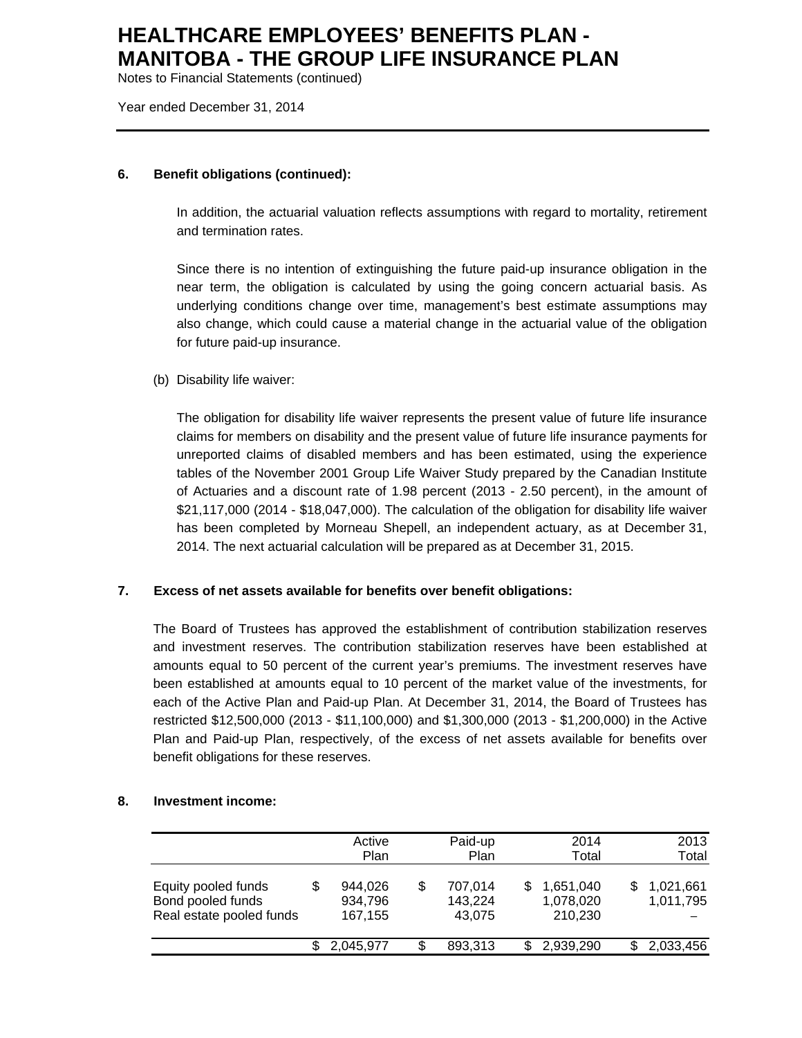# HEALTHCARE EMPLOYEES' BENEFITS PLAN - MANITOBA - THE GROUP LIFE INSURANCE PLAN

Notes to Financial Statements (continued)

Year ended December 31, 2014

**6. Benefit obligations (continued):**

In addition, the actuarial valuation reflects assumptions with regard to mortality, retirement and termination rates.

Since there is no intention of extinguishing the future paid-up insurance obligation in the near term, the obligation is calculated by using the going concern actuarial basis. As underlying conditions change over time, management's best estimate assumptions may also change, which could cause a material change in the actuarial value of the obligation for future paid-up insurance.

(b) Disability life waiver:

The obligation for disability life waiver represents the present value of future life insurance claims for members on disability and the present value of future life insurance payments for unreported claims of disabled members and has been estimated, using the experience tables of the November 2001 Group Life Waiver Study prepared by the Canadian Institute of Actuaries and a discount rate of 1.98 percent (2013 - 2.50 percent), in the amount of $21,117,000 (2014 - $18,047,000). The calculation of the obligation for disability life waiver has been completed by Morneau Shepell, an independent actuary, as at December 31, 2014. The next actuarial calculation will be prepared as at December 31, 2015.

**7. Excess of net assets available for benefits over benefit obligations:**

The Board of Trustees has approved the establishment of contribution stabilization reserves and investment reserves. The contribution stabilization reserves have been established at amounts equal to 50 percent of the current year's premiums. The investment reserves have been established at amounts equal to 10 percent of the market value of the investments, for each of the Active Plan and Paid-up Plan. At December 31, 2014, the Board of Trustees has restricted $12,500,000 (2013 - $11,100,000) and $1,300,000 (2013 - $1,200,000) in the Active Plan and Paid-up Plan, respectively, of the excess of net assets available for benefits over benefit obligations for these reserves.

**8. Investment income:**

| | Active Plan | Paid-up Plan | 2014 Total | 2013 Total |
|---|---|---|---|---|
| Equity pooled funds | $ 944,026 | $ 707,014 | $ 1,651,040 | $ 1,021,661 |
| Bond pooled funds | 934,796 | 143,224 | 1,078,020 | 1,011,795 |
| Real estate pooled funds | 167,155 | 43,075 | 210,230 | – |
| | $ 2,045,977 | $ 893,313 | $ 2,939,290 | $ 2,033,456 |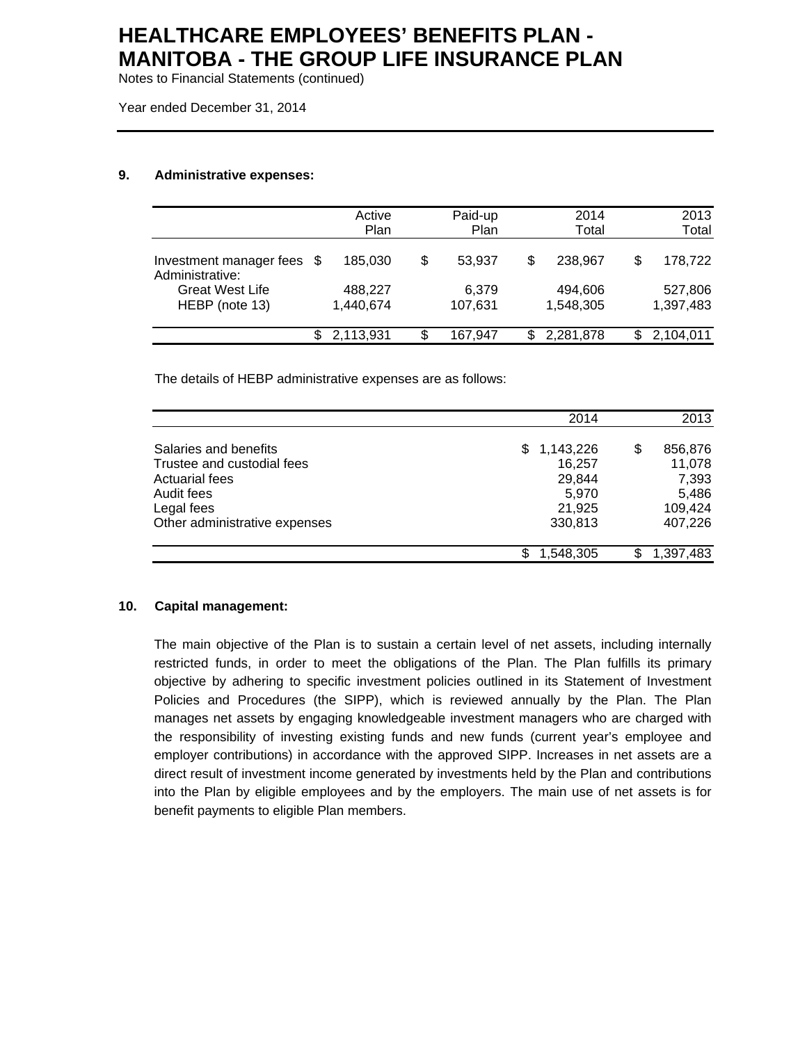# HEALTHCARE EMPLOYEES' BENEFITS PLAN - MANITOBA - THE GROUP LIFE INSURANCE PLAN

Notes to Financial Statements (continued)

Year ended December 31, 2014

## 9. Administrative expenses:

| | Active Plan | Paid-up Plan | 2014 Total | 2013 Total |
|---|---|---|---|---|
| Investment manager fees | $ 185,030 | $ 53,937 | $ 238,967 | $ 178,722 |
| Administrative: | | | | |
| Great West Life | 488,227 | 6,379 | 494,606 | 527,806 |
| HEBP (note 13) | 1,440,674 | 107,631 | 1,548,305 | 1,397,483 |
| | $ 2,113,931 | $ 167,947 | $ 2,281,878 | $ 2,104,011 |

The details of HEBP administrative expenses are as follows:

| | 2014 | 2013 |
|---|---|---|
| Salaries and benefits | $ 1,143,226 | $ 856,876 |
| Trustee and custodial fees | 16,257 | 11,078 |
| Actuarial fees | 29,844 | 7,393 |
| Audit fees | 5,970 | 5,486 |
| Legal fees | 21,925 | 109,424 |
| Other administrative expenses | 330,813 | 407,226 |
| | $ 1,548,305 | $ 1,397,483 |

## 10. Capital management:

The main objective of the Plan is to sustain a certain level of net assets, including internally restricted funds, in order to meet the obligations of the Plan. The Plan fulfills its primary objective by adhering to specific investment policies outlined in its Statement of Investment Policies and Procedures (the SIPP), which is reviewed annually by the Plan. The Plan manages net assets by engaging knowledgeable investment managers who are charged with the responsibility of investing existing funds and new funds (current year's employee and employer contributions) in accordance with the approved SIPP. Increases in net assets are a direct result of investment income generated by investments held by the Plan and contributions into the Plan by eligible employees and by the employers. The main use of net assets is for benefit payments to eligible Plan members.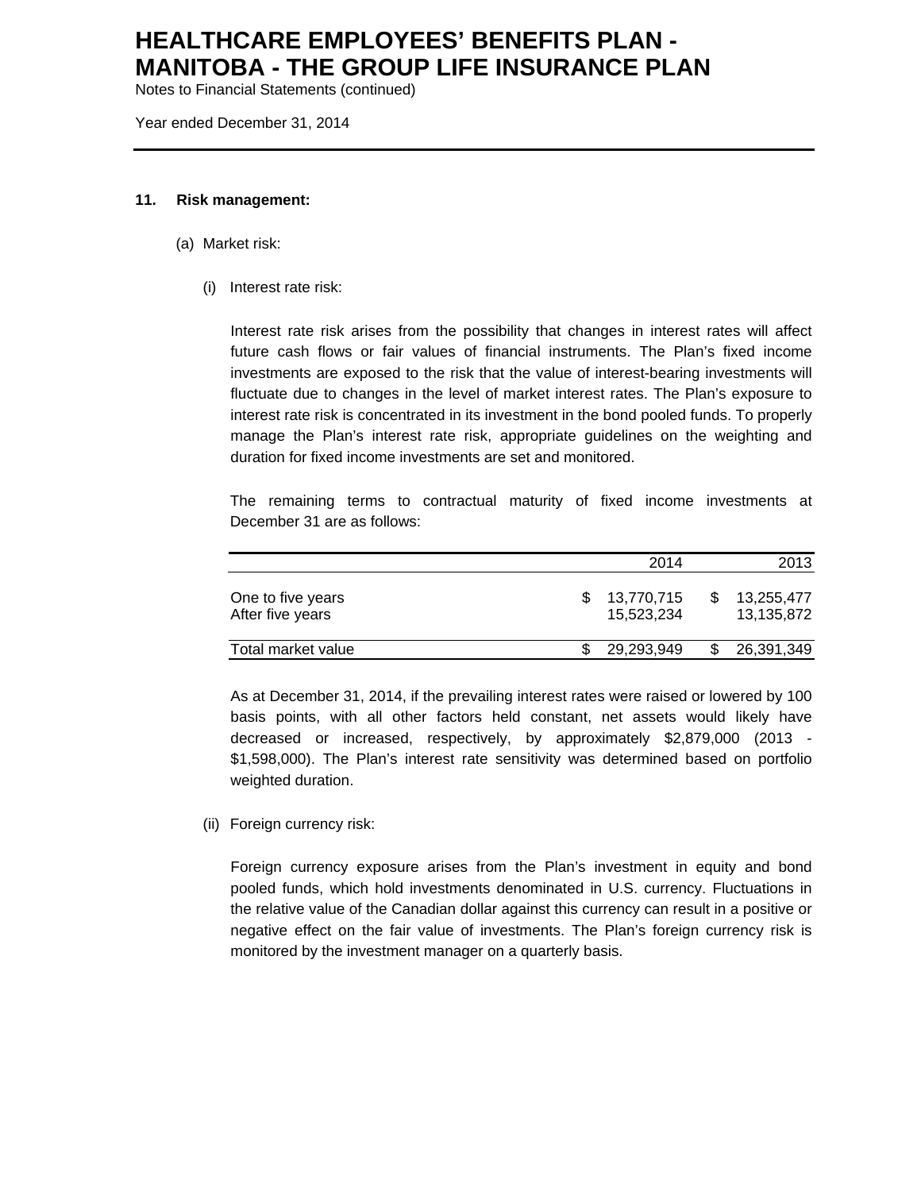### 11. Risk management:

(a) Market risk:

(i) Interest rate risk:

Interest rate risk arises from the possibility that changes in interest rates will affect future cash flows or fair values of financial instruments. The Plan's fixed income investments are exposed to the risk that the value of interest-bearing investments will fluctuate due to changes in the level of market interest rates. The Plan's exposure to interest rate risk is concentrated in its investment in the bond pooled funds. To properly manage the Plan's interest rate risk, appropriate guidelines on the weighting and duration for fixed income investments are set and monitored.

The remaining terms to contractual maturity of fixed income investments at December 31 are as follows:

| | 2014 | 2013 |
|---|---:|---:|
| One to five years | $ 13,770,715 | $ 13,255,477 |
| After five years | 15,523,234 | 13,135,872 |
| Total market value | $ 29,293,949 | $ 26,391,349 |

As at December 31, 2014, if the prevailing interest rates were raised or lowered by 100 basis points, with all other factors held constant, net assets would likely have decreased or increased, respectively, by approximately $2,879,000 (2013 - $1,598,000). The Plan's interest rate sensitivity was determined based on portfolio weighted duration.

(ii) Foreign currency risk:

Foreign currency exposure arises from the Plan's investment in equity and bond pooled funds, which hold investments denominated in U.S. currency. Fluctuations in the relative value of the Canadian dollar against this currency can result in a positive or negative effect on the fair value of investments. The Plan's foreign currency risk is monitored by the investment manager on a quarterly basis.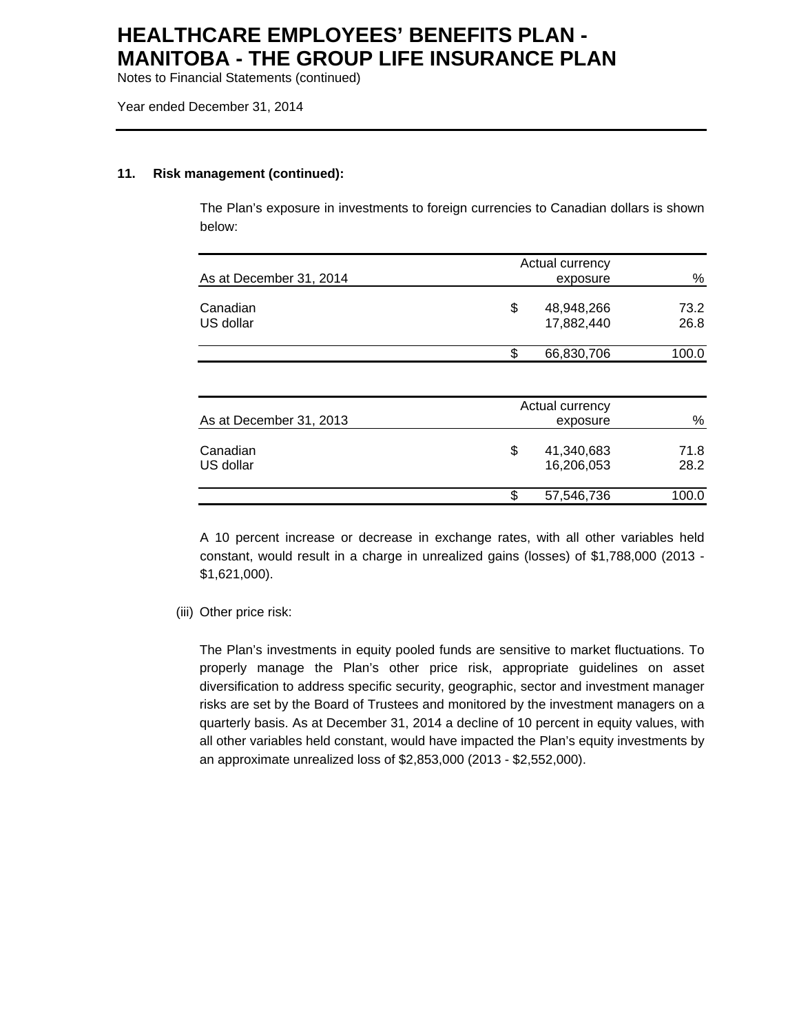## 11. Risk management (continued):

The Plan's exposure in investments to foreign currencies to Canadian dollars is shown below:

| As at December 31, 2014 | | Actual currency exposure | % |
|---|---|---|---|
| Canadian | $ | 48,948,266 | 73.2 |
| US dollar | | 17,882,440 | 26.8 |
| | $ | 66,830,706 | 100.0 |

| As at December 31, 2013 | | Actual currency exposure | % |
|---|---|---|---|
| Canadian | $ | 41,340,683 | 71.8 |
| US dollar | | 16,206,053 | 28.2 |
| | $ | 57,546,736 | 100.0 |

A 10 percent increase or decrease in exchange rates, with all other variables held constant, would result in a charge in unrealized gains (losses) of $1,788,000 (2013 - $1,621,000).

(iii) Other price risk:

The Plan's investments in equity pooled funds are sensitive to market fluctuations. To properly manage the Plan's other price risk, appropriate guidelines on asset diversification to address specific security, geographic, sector and investment manager risks are set by the Board of Trustees and monitored by the investment managers on a quarterly basis. As at December 31, 2014 a decline of 10 percent in equity values, with all other variables held constant, would have impacted the Plan's equity investments by an approximate unrealized loss of $2,853,000 (2013 - $2,552,000).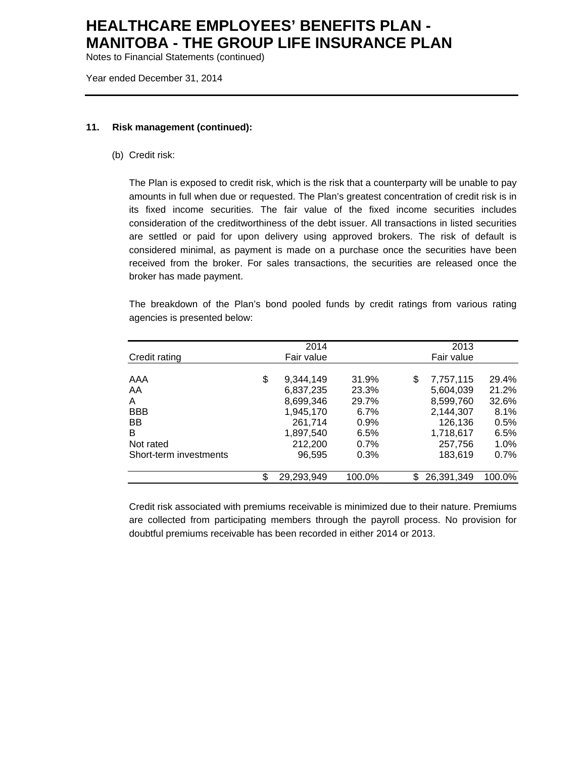## 11. Risk management (continued):

(b) Credit risk:

The Plan is exposed to credit risk, which is the risk that a counterparty will be unable to pay amounts in full when due or requested. The Plan's greatest concentration of credit risk is in its fixed income securities. The fair value of the fixed income securities includes consideration of the creditworthiness of the debt issuer. All transactions in listed securities are settled or paid for upon delivery using approved brokers. The risk of default is considered minimal, as payment is made on a purchase once the securities have been received from the broker. For sales transactions, the securities are released once the broker has made payment.

The breakdown of the Plan's bond pooled funds by credit ratings from various rating agencies is presented below:

| Credit rating | 2014 Fair value | | 2013 Fair value | |
|---|---|---|---|---|
| AAA | $ 9,344,149 | 31.9% | $ 7,757,115 | 29.4% |
| AA | 6,837,235 | 23.3% | 5,604,039 | 21.2% |
| A | 8,699,346 | 29.7% | 8,599,760 | 32.6% |
| BBB | 1,945,170 | 6.7% | 2,144,307 | 8.1% |
| BB | 261,714 | 0.9% | 126,136 | 0.5% |
| B | 1,897,540 | 6.5% | 1,718,617 | 6.5% |
| Not rated | 212,200 | 0.7% | 257,756 | 1.0% |
| Short-term investments | 96,595 | 0.3% | 183,619 | 0.7% |
| | $ 29,293,949 | 100.0% | $ 26,391,349 | 100.0% |

Credit risk associated with premiums receivable is minimized due to their nature. Premiums are collected from participating members through the payroll process. No provision for doubtful premiums receivable has been recorded in either 2014 or 2013.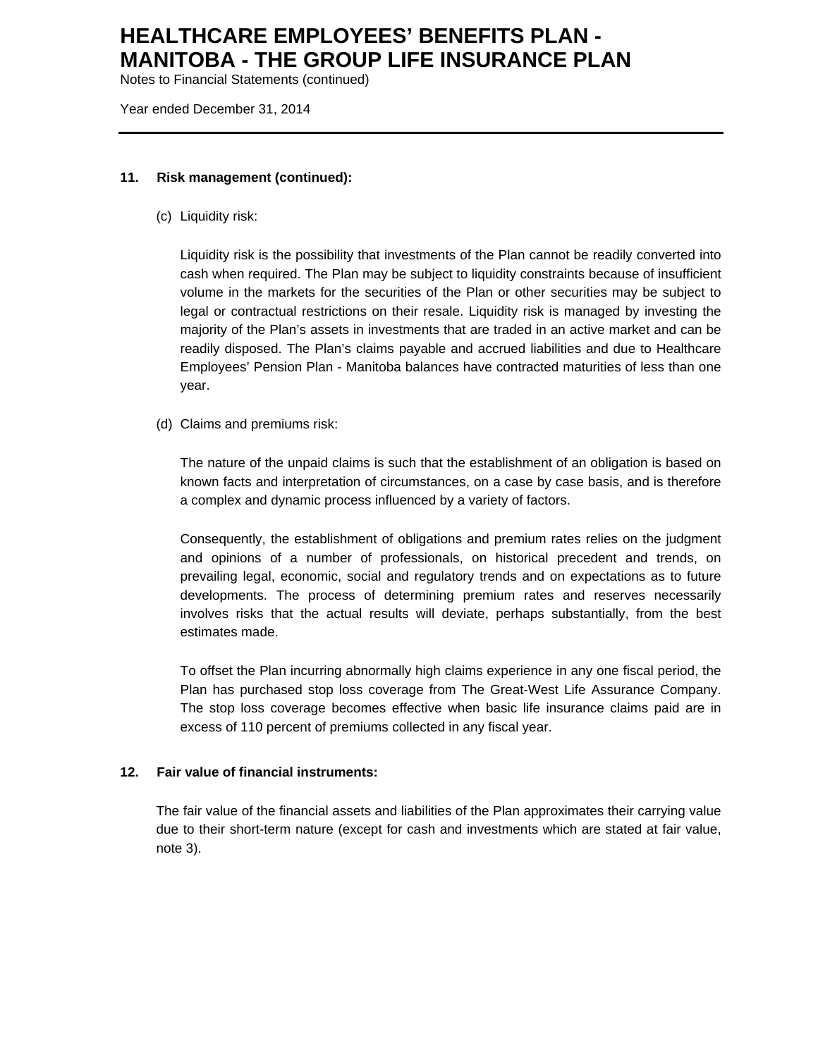## 11. Risk management (continued):

(c) Liquidity risk:

Liquidity risk is the possibility that investments of the Plan cannot be readily converted into cash when required. The Plan may be subject to liquidity constraints because of insufficient volume in the markets for the securities of the Plan or other securities may be subject to legal or contractual restrictions on their resale. Liquidity risk is managed by investing the majority of the Plan's assets in investments that are traded in an active market and can be readily disposed. The Plan's claims payable and accrued liabilities and due to Healthcare Employees' Pension Plan - Manitoba balances have contracted maturities of less than one year.

(d) Claims and premiums risk:

The nature of the unpaid claims is such that the establishment of an obligation is based on known facts and interpretation of circumstances, on a case by case basis, and is therefore a complex and dynamic process influenced by a variety of factors.

Consequently, the establishment of obligations and premium rates relies on the judgment and opinions of a number of professionals, on historical precedent and trends, on prevailing legal, economic, social and regulatory trends and on expectations as to future developments. The process of determining premium rates and reserves necessarily involves risks that the actual results will deviate, perhaps substantially, from the best estimates made.

To offset the Plan incurring abnormally high claims experience in any one fiscal period, the Plan has purchased stop loss coverage from The Great-West Life Assurance Company. The stop loss coverage becomes effective when basic life insurance claims paid are in excess of 110 percent of premiums collected in any fiscal year.

## 12. Fair value of financial instruments:

The fair value of the financial assets and liabilities of the Plan approximates their carrying value due to their short-term nature (except for cash and investments which are stated at fair value, note 3).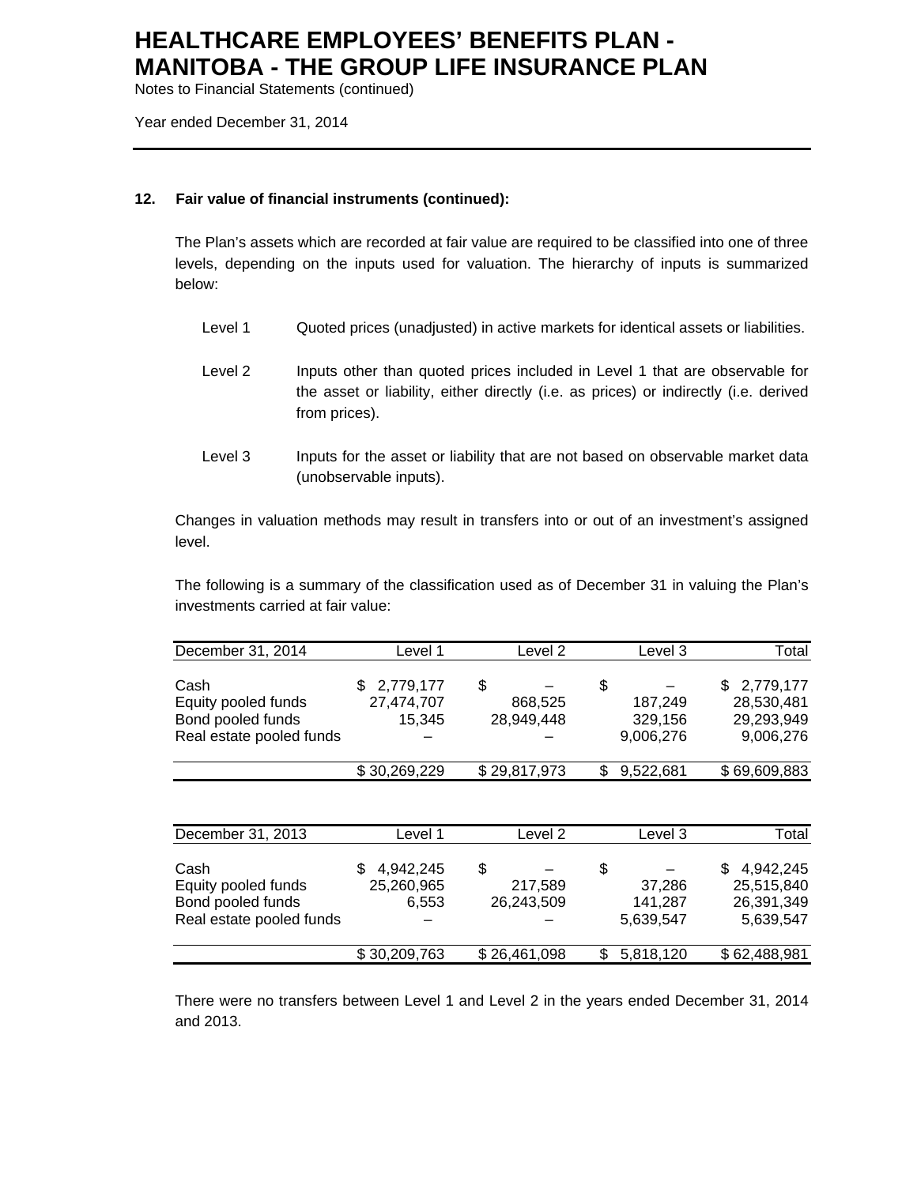### 12. Fair value of financial instruments (continued):

The Plan's assets which are recorded at fair value are required to be classified into one of three levels, depending on the inputs used for valuation. The hierarchy of inputs is summarized below:

| | |
|---|---|
| Level 1 | Quoted prices (unadjusted) in active markets for identical assets or liabilities. |
| Level 2 | Inputs other than quoted prices included in Level 1 that are observable for the asset or liability, either directly (i.e. as prices) or indirectly (i.e. derived from prices). |
| Level 3 | Inputs for the asset or liability that are not based on observable market data (unobservable inputs). |

Changes in valuation methods may result in transfers into or out of an investment's assigned level.

The following is a summary of the classification used as of December 31 in valuing the Plan's investments carried at fair value:

| December 31, 2014 | Level 1 | Level 2 | Level 3 | Total |
|---|---|---|---|---|
| Cash | $ 2,779,177 | $ – | $ – | $ 2,779,177 |
| Equity pooled funds | 27,474,707 | 868,525 | 187,249 | 28,530,481 |
| Bond pooled funds | 15,345 | 28,949,448 | 329,156 | 29,293,949 |
| Real estate pooled funds | – | – | 9,006,276 | 9,006,276 |
| | $ 30,269,229 | $ 29,817,973 | $ 9,522,681 | $ 69,609,883 |

| December 31, 2013 | Level 1 | Level 2 | Level 3 | Total |
|---|---|---|---|---|
| Cash | $ 4,942,245 | $ – | $ – | $ 4,942,245 |
| Equity pooled funds | 25,260,965 | 217,589 | 37,286 | 25,515,840 |
| Bond pooled funds | 6,553 | 26,243,509 | 141,287 | 26,391,349 |
| Real estate pooled funds | – | – | 5,639,547 | 5,639,547 |
| | $ 30,209,763 | $ 26,461,098 | $ 5,818,120 | $ 62,488,981 |

There were no transfers between Level 1 and Level 2 in the years ended December 31, 2014 and 2013.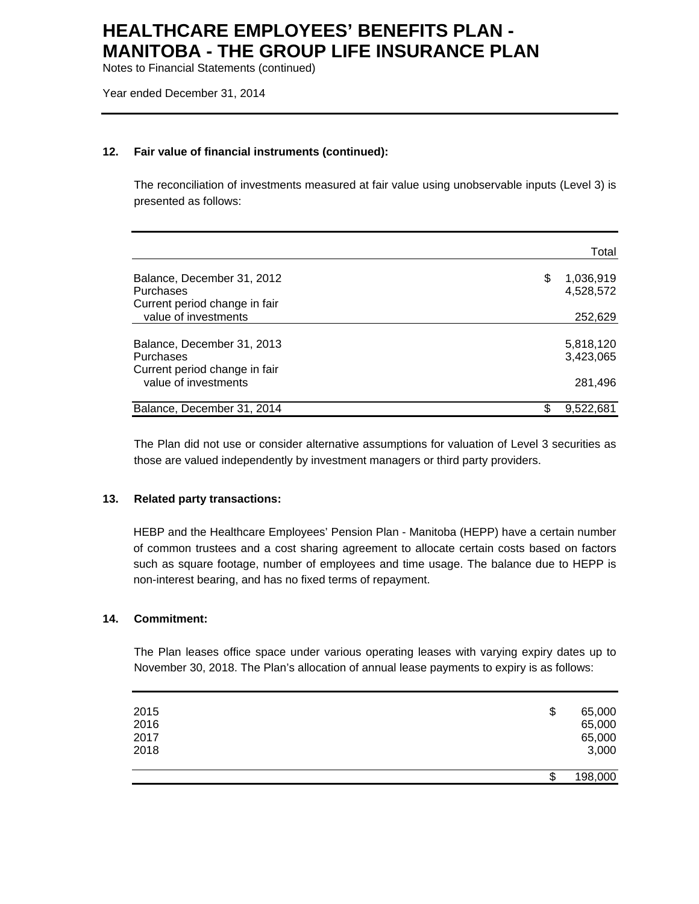# HEALTHCARE EMPLOYEES' BENEFITS PLAN - MANITOBA - THE GROUP LIFE INSURANCE PLAN

Notes to Financial Statements (continued)

Year ended December 31, 2014

## 12. Fair value of financial instruments (continued):

The reconciliation of investments measured at fair value using unobservable inputs (Level 3) is presented as follows:

| | Total |
|---|---|
| Balance, December 31, 2012 | $ 1,036,919 |
| Purchases | 4,528,572 |
| Current period change in fair value of investments | 252,629 |
| Balance, December 31, 2013 | 5,818,120 |
| Purchases | 3,423,065 |
| Current period change in fair value of investments | 281,496 |
| Balance, December 31, 2014 | $ 9,522,681 |

The Plan did not use or consider alternative assumptions for valuation of Level 3 securities as those are valued independently by investment managers or third party providers.

## 13. Related party transactions:

HEBP and the Healthcare Employees' Pension Plan - Manitoba (HEPP) have a certain number of common trustees and a cost sharing agreement to allocate certain costs based on factors such as square footage, number of employees and time usage. The balance due to HEPP is non-interest bearing, and has no fixed terms of repayment.

## 14. Commitment:

The Plan leases office space under various operating leases with varying expiry dates up to November 30, 2018. The Plan's allocation of annual lease payments to expiry is as follows:

| | |
|---|---|
| 2015 | $ 65,000 |
| 2016 | 65,000 |
| 2017 | 65,000 |
| 2018 | 3,000 |
| | $ 198,000 |